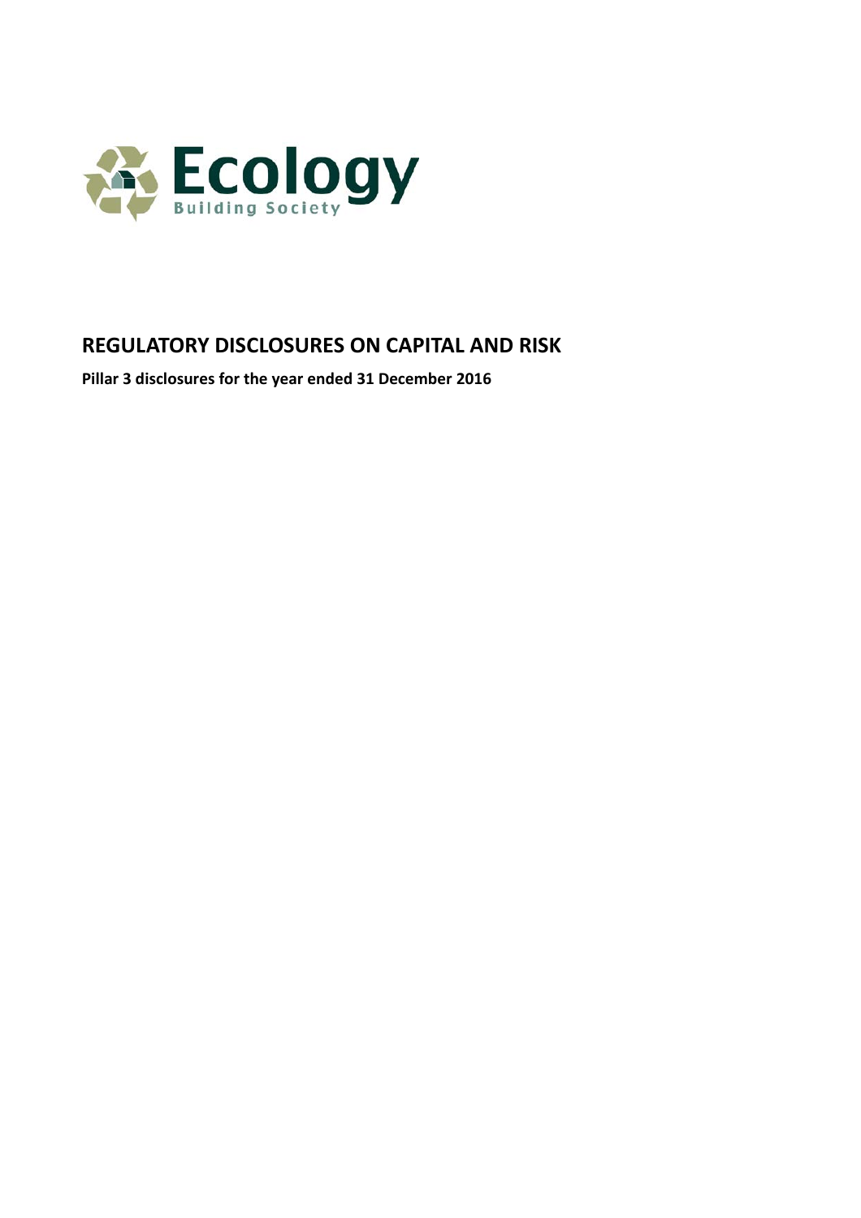Ecology

Building Society

# REGULATORY DISCLOSURES ON CAPITAL AND RISK

**Pillar 3 disclosures for the year ended 31 December 2016**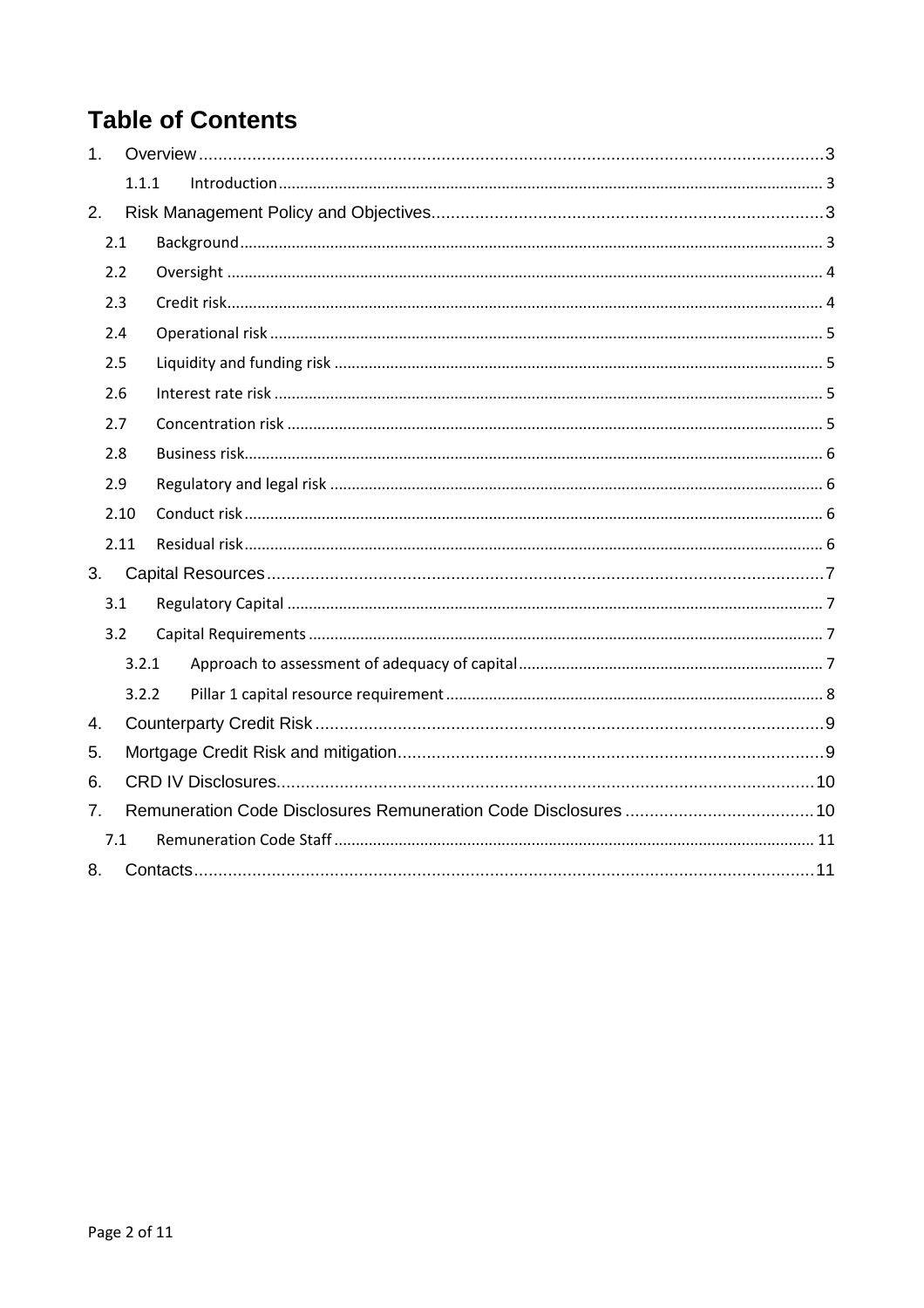# Table of Contents

1. Overview ... 3
   - 1.1.1 Introduction ... 3
2. Risk Management Policy and Objectives ... 3
   - 2.1 Background ... 3
   - 2.2 Oversight ... 4
   - 2.3 Credit risk ... 4
   - 2.4 Operational risk ... 5
   - 2.5 Liquidity and funding risk ... 5
   - 2.6 Interest rate risk ... 5
   - 2.7 Concentration risk ... 5
   - 2.8 Business risk ... 6
   - 2.9 Regulatory and legal risk ... 6
   - 2.10 Conduct risk ... 6
   - 2.11 Residual risk ... 6
3. Capital Resources ... 7
   - 3.1 Regulatory Capital ... 7
   - 3.2 Capital Requirements ... 7
     - 3.2.1 Approach to assessment of adequacy of capital ... 7
     - 3.2.2 Pillar 1 capital resource requirement ... 8
4. Counterparty Credit Risk ... 9
5. Mortgage Credit Risk and mitigation ... 9
6. CRD IV Disclosures ... 10
7. Remuneration Code Disclosures Remuneration Code Disclosures ... 10
   - 7.1 Remuneration Code Staff ... 11
8. Contacts ... 11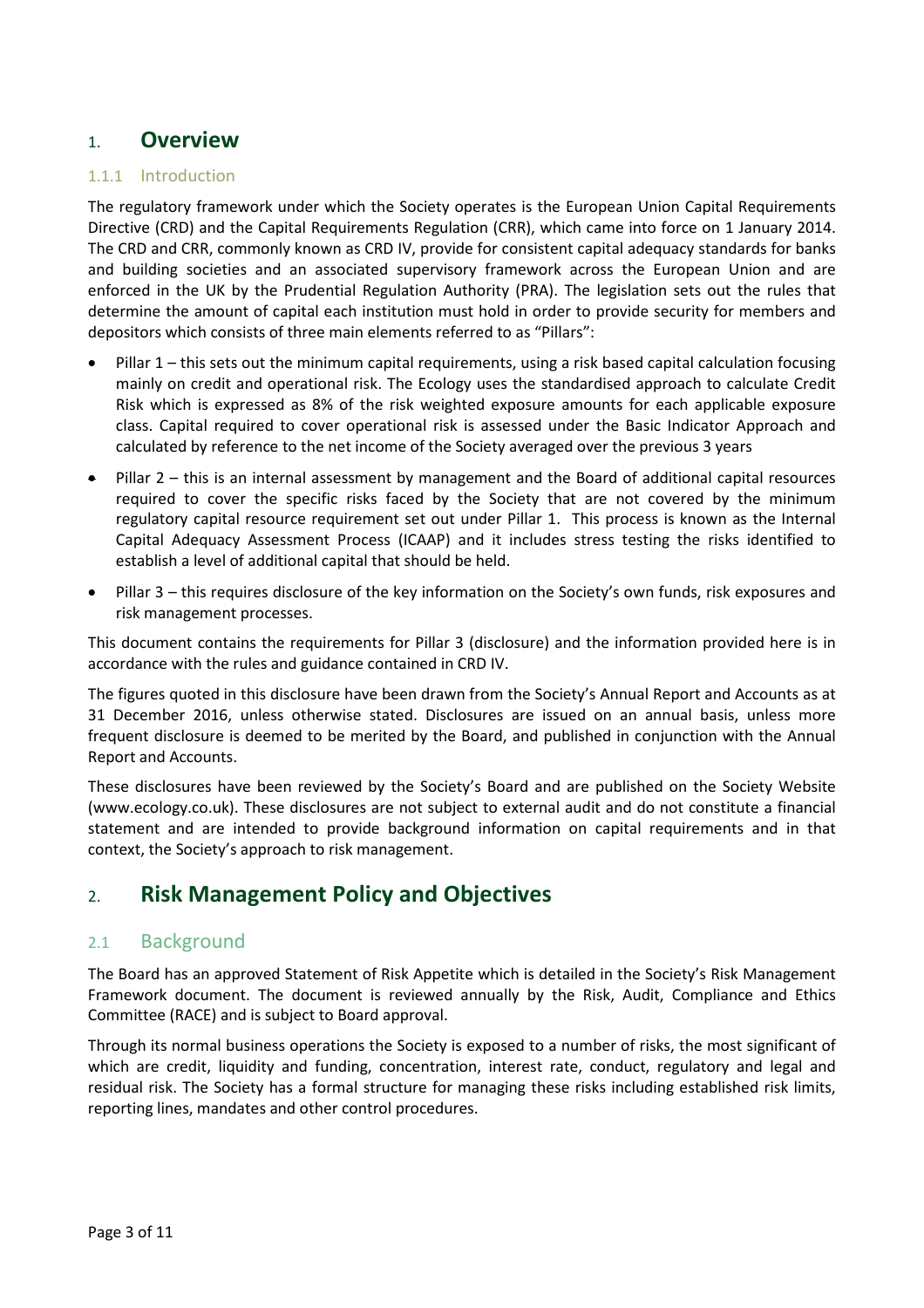# 1. Overview

### 1.1.1 Introduction

The regulatory framework under which the Society operates is the European Union Capital Requirements Directive (CRD) and the Capital Requirements Regulation (CRR), which came into force on 1 January 2014. The CRD and CRR, commonly known as CRD IV, provide for consistent capital adequacy standards for banks and building societies and an associated supervisory framework across the European Union and are enforced in the UK by the Prudential Regulation Authority (PRA). The legislation sets out the rules that determine the amount of capital each institution must hold in order to provide security for members and depositors which consists of three main elements referred to as "Pillars":

- Pillar 1 – this sets out the minimum capital requirements, using a risk based capital calculation focusing mainly on credit and operational risk. The Ecology uses the standardised approach to calculate Credit Risk which is expressed as 8% of the risk weighted exposure amounts for each applicable exposure class. Capital required to cover operational risk is assessed under the Basic Indicator Approach and calculated by reference to the net income of the Society averaged over the previous 3 years
- Pillar 2 – this is an internal assessment by management and the Board of additional capital resources required to cover the specific risks faced by the Society that are not covered by the minimum regulatory capital resource requirement set out under Pillar 1. This process is known as the Internal Capital Adequacy Assessment Process (ICAAP) and it includes stress testing the risks identified to establish a level of additional capital that should be held.
- Pillar 3 – this requires disclosure of the key information on the Society's own funds, risk exposures and risk management processes.

This document contains the requirements for Pillar 3 (disclosure) and the information provided here is in accordance with the rules and guidance contained in CRD IV.

The figures quoted in this disclosure have been drawn from the Society's Annual Report and Accounts as at 31 December 2016, unless otherwise stated. Disclosures are issued on an annual basis, unless more frequent disclosure is deemed to be merited by the Board, and published in conjunction with the Annual Report and Accounts.

These disclosures have been reviewed by the Society's Board and are published on the Society Website (www.ecology.co.uk). These disclosures are not subject to external audit and do not constitute a financial statement and are intended to provide background information on capital requirements and in that context, the Society's approach to risk management.

# 2. Risk Management Policy and Objectives

## 2.1 Background

The Board has an approved Statement of Risk Appetite which is detailed in the Society's Risk Management Framework document. The document is reviewed annually by the Risk, Audit, Compliance and Ethics Committee (RACE) and is subject to Board approval.

Through its normal business operations the Society is exposed to a number of risks, the most significant of which are credit, liquidity and funding, concentration, interest rate, conduct, regulatory and legal and residual risk. The Society has a formal structure for managing these risks including established risk limits, reporting lines, mandates and other control procedures.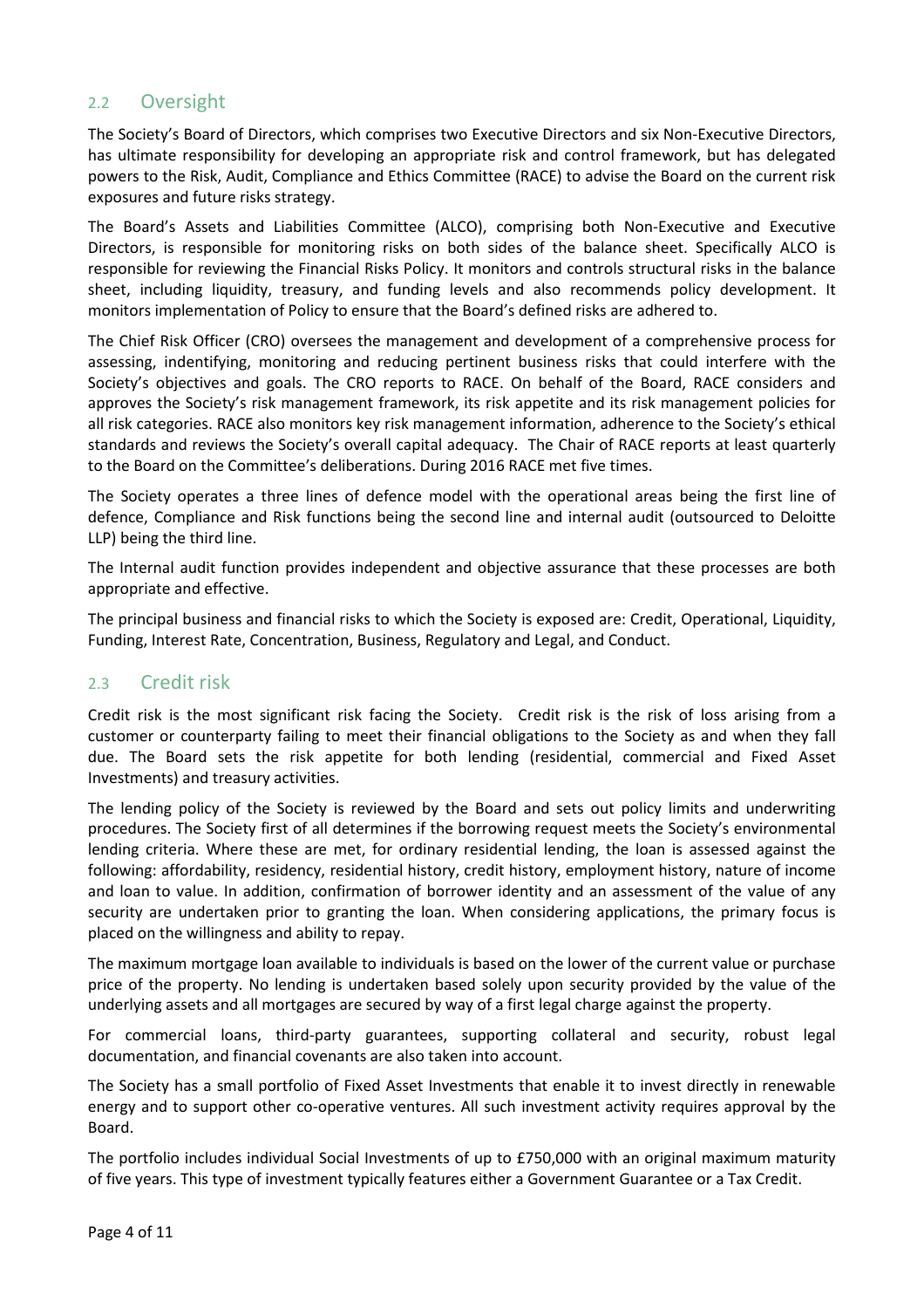## 2.2 Oversight

The Society's Board of Directors, which comprises two Executive Directors and six Non-Executive Directors, has ultimate responsibility for developing an appropriate risk and control framework, but has delegated powers to the Risk, Audit, Compliance and Ethics Committee (RACE) to advise the Board on the current risk exposures and future risks strategy.

The Board's Assets and Liabilities Committee (ALCO), comprising both Non-Executive and Executive Directors, is responsible for monitoring risks on both sides of the balance sheet. Specifically ALCO is responsible for reviewing the Financial Risks Policy. It monitors and controls structural risks in the balance sheet, including liquidity, treasury, and funding levels and also recommends policy development. It monitors implementation of Policy to ensure that the Board's defined risks are adhered to.

The Chief Risk Officer (CRO) oversees the management and development of a comprehensive process for assessing, indentifying, monitoring and reducing pertinent business risks that could interfere with the Society's objectives and goals. The CRO reports to RACE. On behalf of the Board, RACE considers and approves the Society's risk management framework, its risk appetite and its risk management policies for all risk categories. RACE also monitors key risk management information, adherence to the Society's ethical standards and reviews the Society's overall capital adequacy. The Chair of RACE reports at least quarterly to the Board on the Committee's deliberations. During 2016 RACE met five times.

The Society operates a three lines of defence model with the operational areas being the first line of defence, Compliance and Risk functions being the second line and internal audit (outsourced to Deloitte LLP) being the third line.

The Internal audit function provides independent and objective assurance that these processes are both appropriate and effective.

The principal business and financial risks to which the Society is exposed are: Credit, Operational, Liquidity, Funding, Interest Rate, Concentration, Business, Regulatory and Legal, and Conduct.

## 2.3 Credit risk

Credit risk is the most significant risk facing the Society. Credit risk is the risk of loss arising from a customer or counterparty failing to meet their financial obligations to the Society as and when they fall due. The Board sets the risk appetite for both lending (residential, commercial and Fixed Asset Investments) and treasury activities.

The lending policy of the Society is reviewed by the Board and sets out policy limits and underwriting procedures. The Society first of all determines if the borrowing request meets the Society's environmental lending criteria. Where these are met, for ordinary residential lending, the loan is assessed against the following: affordability, residency, residential history, credit history, employment history, nature of income and loan to value. In addition, confirmation of borrower identity and an assessment of the value of any security are undertaken prior to granting the loan. When considering applications, the primary focus is placed on the willingness and ability to repay.

The maximum mortgage loan available to individuals is based on the lower of the current value or purchase price of the property. No lending is undertaken based solely upon security provided by the value of the underlying assets and all mortgages are secured by way of a first legal charge against the property.

For commercial loans, third-party guarantees, supporting collateral and security, robust legal documentation, and financial covenants are also taken into account.

The Society has a small portfolio of Fixed Asset Investments that enable it to invest directly in renewable energy and to support other co-operative ventures. All such investment activity requires approval by the Board.

The portfolio includes individual Social Investments of up to £750,000 with an original maximum maturity of five years. This type of investment typically features either a Government Guarantee or a Tax Credit.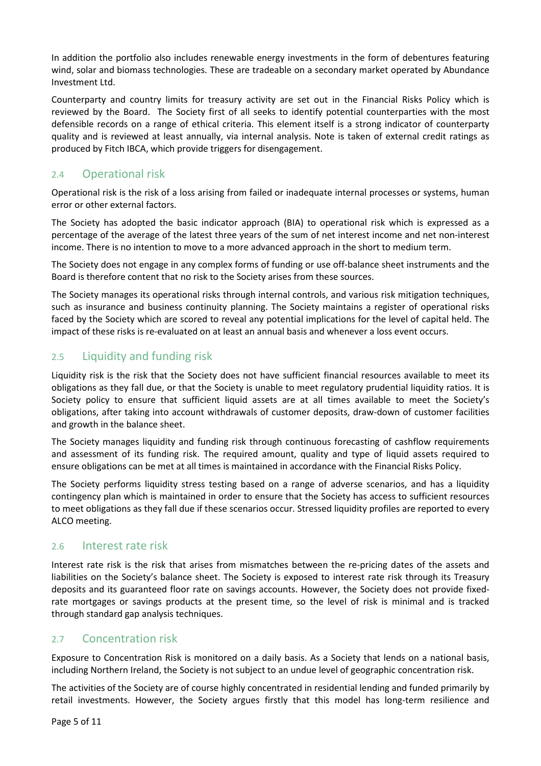In addition the portfolio also includes renewable energy investments in the form of debentures featuring wind, solar and biomass technologies. These are tradeable on a secondary market operated by Abundance Investment Ltd.

Counterparty and country limits for treasury activity are set out in the Financial Risks Policy which is reviewed by the Board. The Society first of all seeks to identify potential counterparties with the most defensible records on a range of ethical criteria. This element itself is a strong indicator of counterparty quality and is reviewed at least annually, via internal analysis. Note is taken of external credit ratings as produced by Fitch IBCA, which provide triggers for disengagement.

## 2.4 Operational risk

Operational risk is the risk of a loss arising from failed or inadequate internal processes or systems, human error or other external factors.

The Society has adopted the basic indicator approach (BIA) to operational risk which is expressed as a percentage of the average of the latest three years of the sum of net interest income and net non-interest income. There is no intention to move to a more advanced approach in the short to medium term.

The Society does not engage in any complex forms of funding or use off-balance sheet instruments and the Board is therefore content that no risk to the Society arises from these sources.

The Society manages its operational risks through internal controls, and various risk mitigation techniques, such as insurance and business continuity planning. The Society maintains a register of operational risks faced by the Society which are scored to reveal any potential implications for the level of capital held. The impact of these risks is re-evaluated on at least an annual basis and whenever a loss event occurs.

## 2.5 Liquidity and funding risk

Liquidity risk is the risk that the Society does not have sufficient financial resources available to meet its obligations as they fall due, or that the Society is unable to meet regulatory prudential liquidity ratios. It is Society policy to ensure that sufficient liquid assets are at all times available to meet the Society's obligations, after taking into account withdrawals of customer deposits, draw-down of customer facilities and growth in the balance sheet.

The Society manages liquidity and funding risk through continuous forecasting of cashflow requirements and assessment of its funding risk. The required amount, quality and type of liquid assets required to ensure obligations can be met at all times is maintained in accordance with the Financial Risks Policy.

The Society performs liquidity stress testing based on a range of adverse scenarios, and has a liquidity contingency plan which is maintained in order to ensure that the Society has access to sufficient resources to meet obligations as they fall due if these scenarios occur. Stressed liquidity profiles are reported to every ALCO meeting.

## 2.6 Interest rate risk

Interest rate risk is the risk that arises from mismatches between the re-pricing dates of the assets and liabilities on the Society's balance sheet. The Society is exposed to interest rate risk through its Treasury deposits and its guaranteed floor rate on savings accounts. However, the Society does not provide fixed-rate mortgages or savings products at the present time, so the level of risk is minimal and is tracked through standard gap analysis techniques.

## 2.7 Concentration risk

Exposure to Concentration Risk is monitored on a daily basis. As a Society that lends on a national basis, including Northern Ireland, the Society is not subject to an undue level of geographic concentration risk.

The activities of the Society are of course highly concentrated in residential lending and funded primarily by retail investments. However, the Society argues firstly that this model has long-term resilience and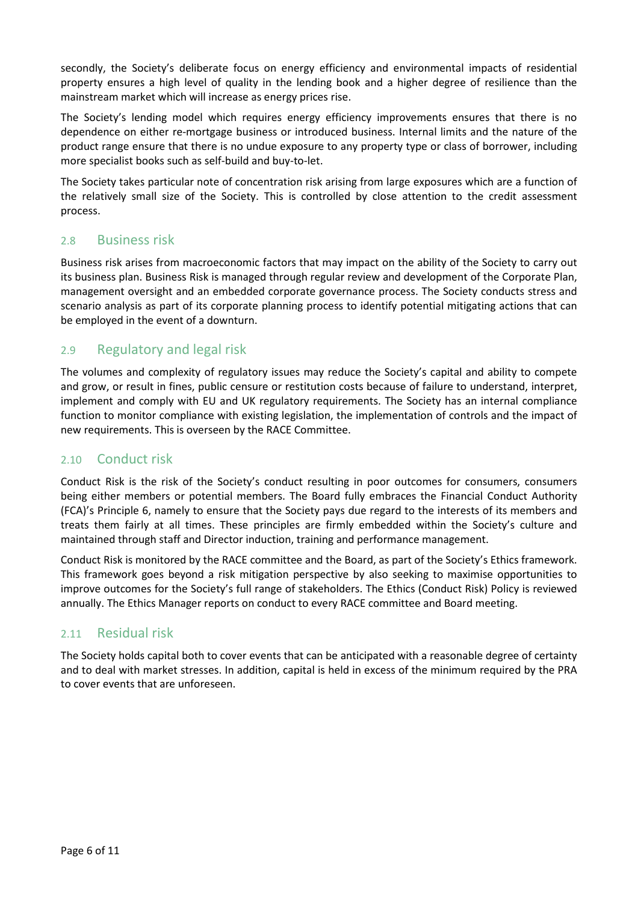secondly, the Society's deliberate focus on energy efficiency and environmental impacts of residential property ensures a high level of quality in the lending book and a higher degree of resilience than the mainstream market which will increase as energy prices rise.

The Society's lending model which requires energy efficiency improvements ensures that there is no dependence on either re-mortgage business or introduced business. Internal limits and the nature of the product range ensure that there is no undue exposure to any property type or class of borrower, including more specialist books such as self-build and buy-to-let.

The Society takes particular note of concentration risk arising from large exposures which are a function of the relatively small size of the Society. This is controlled by close attention to the credit assessment process.

## 2.8 Business risk

Business risk arises from macroeconomic factors that may impact on the ability of the Society to carry out its business plan. Business Risk is managed through regular review and development of the Corporate Plan, management oversight and an embedded corporate governance process. The Society conducts stress and scenario analysis as part of its corporate planning process to identify potential mitigating actions that can be employed in the event of a downturn.

## 2.9 Regulatory and legal risk

The volumes and complexity of regulatory issues may reduce the Society's capital and ability to compete and grow, or result in fines, public censure or restitution costs because of failure to understand, interpret, implement and comply with EU and UK regulatory requirements. The Society has an internal compliance function to monitor compliance with existing legislation, the implementation of controls and the impact of new requirements. This is overseen by the RACE Committee.

## 2.10 Conduct risk

Conduct Risk is the risk of the Society's conduct resulting in poor outcomes for consumers, consumers being either members or potential members. The Board fully embraces the Financial Conduct Authority (FCA)'s Principle 6, namely to ensure that the Society pays due regard to the interests of its members and treats them fairly at all times. These principles are firmly embedded within the Society's culture and maintained through staff and Director induction, training and performance management.

Conduct Risk is monitored by the RACE committee and the Board, as part of the Society's Ethics framework. This framework goes beyond a risk mitigation perspective by also seeking to maximise opportunities to improve outcomes for the Society's full range of stakeholders. The Ethics (Conduct Risk) Policy is reviewed annually. The Ethics Manager reports on conduct to every RACE committee and Board meeting.

## 2.11 Residual risk

The Society holds capital both to cover events that can be anticipated with a reasonable degree of certainty and to deal with market stresses. In addition, capital is held in excess of the minimum required by the PRA to cover events that are unforeseen.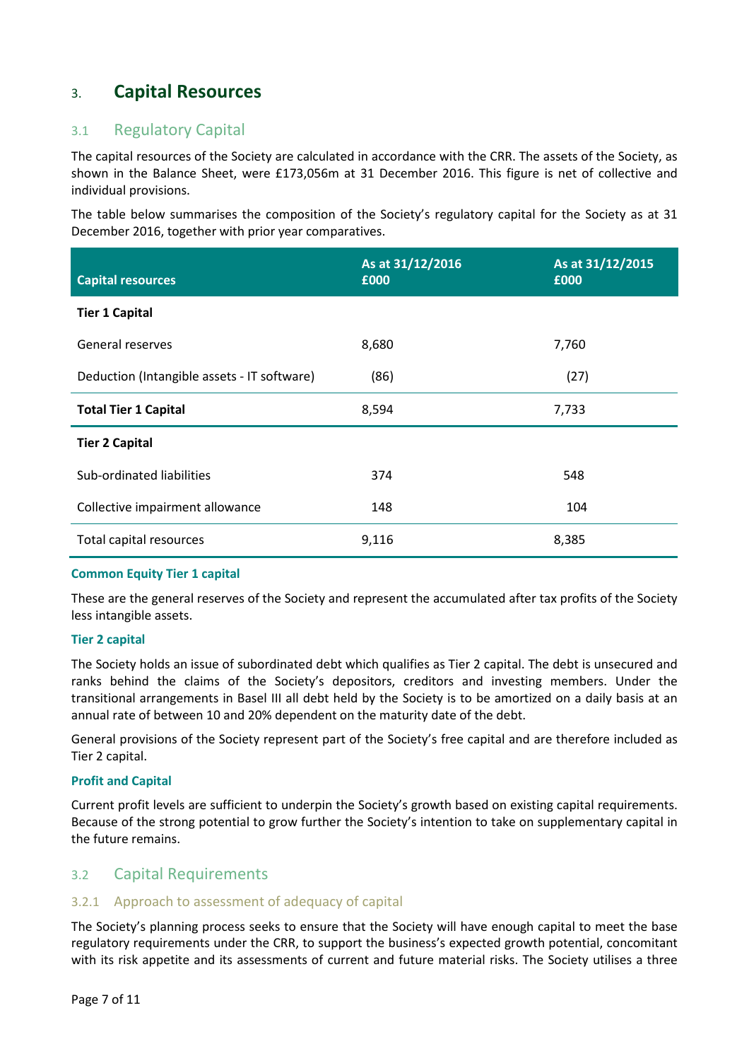# 3. Capital Resources

## 3.1 Regulatory Capital

The capital resources of the Society are calculated in accordance with the CRR. The assets of the Society, as shown in the Balance Sheet, were £173,056m at 31 December 2016. This figure is net of collective and individual provisions.

The table below summarises the composition of the Society's regulatory capital for the Society as at 31 December 2016, together with prior year comparatives.

| Capital resources | As at 31/12/2016 £000 | As at 31/12/2015 £000 |
|---|---|---|
| **Tier 1 Capital** | | |
| General reserves | 8,680 | 7,760 |
| Deduction (Intangible assets - IT software) | (86) | (27) |
| **Total Tier 1 Capital** | 8,594 | 7,733 |
| **Tier 2 Capital** | | |
| Sub-ordinated liabilities | 374 | 548 |
| Collective impairment allowance | 148 | 104 |
| Total capital resources | 9,116 | 8,385 |

**Common Equity Tier 1 capital**

These are the general reserves of the Society and represent the accumulated after tax profits of the Society less intangible assets.

**Tier 2 capital**

The Society holds an issue of subordinated debt which qualifies as Tier 2 capital. The debt is unsecured and ranks behind the claims of the Society's depositors, creditors and investing members. Under the transitional arrangements in Basel III all debt held by the Society is to be amortized on a daily basis at an annual rate of between 10 and 20% dependent on the maturity date of the debt.

General provisions of the Society represent part of the Society's free capital and are therefore included as Tier 2 capital.

**Profit and Capital**

Current profit levels are sufficient to underpin the Society's growth based on existing capital requirements. Because of the strong potential to grow further the Society's intention to take on supplementary capital in the future remains.

## 3.2 Capital Requirements

### 3.2.1 Approach to assessment of adequacy of capital

The Society's planning process seeks to ensure that the Society will have enough capital to meet the base regulatory requirements under the CRR, to support the business's expected growth potential, concomitant with its risk appetite and its assessments of current and future material risks. The Society utilises a three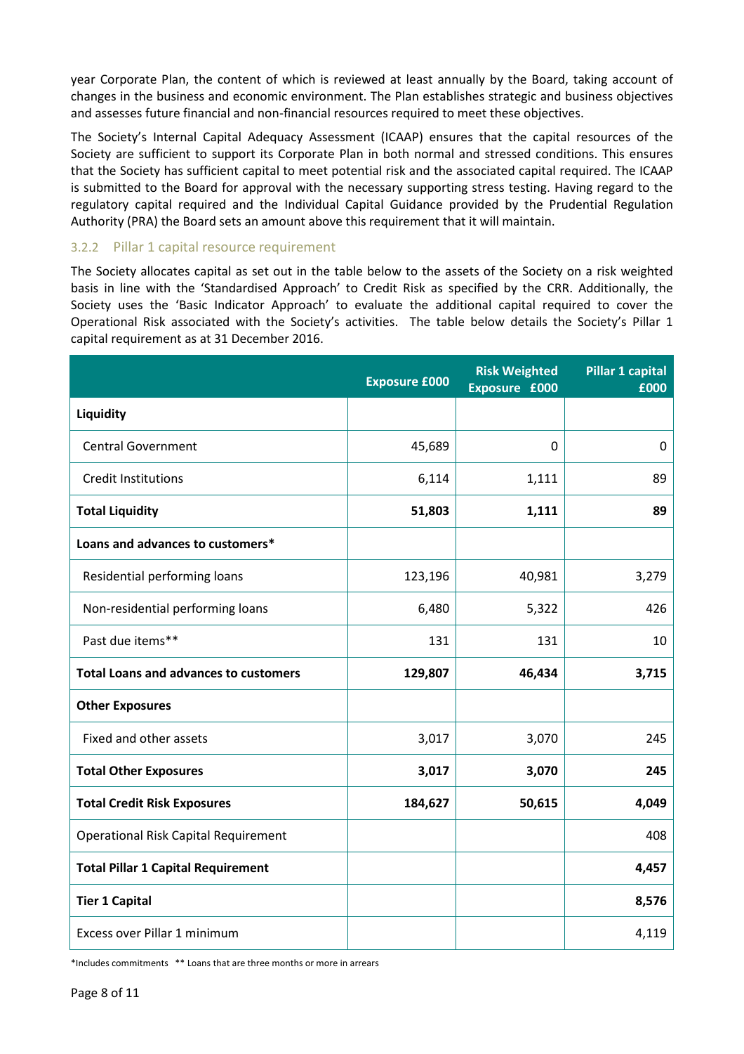year Corporate Plan, the content of which is reviewed at least annually by the Board, taking account of changes in the business and economic environment. The Plan establishes strategic and business objectives and assesses future financial and non-financial resources required to meet these objectives.

The Society's Internal Capital Adequacy Assessment (ICAAP) ensures that the capital resources of the Society are sufficient to support its Corporate Plan in both normal and stressed conditions. This ensures that the Society has sufficient capital to meet potential risk and the associated capital required. The ICAAP is submitted to the Board for approval with the necessary supporting stress testing. Having regard to the regulatory capital required and the Individual Capital Guidance provided by the Prudential Regulation Authority (PRA) the Board sets an amount above this requirement that it will maintain.

### 3.2.2 Pillar 1 capital resource requirement

The Society allocates capital as set out in the table below to the assets of the Society on a risk weighted basis in line with the 'Standardised Approach' to Credit Risk as specified by the CRR. Additionally, the Society uses the 'Basic Indicator Approach' to evaluate the additional capital required to cover the Operational Risk associated with the Society's activities. The table below details the Society's Pillar 1 capital requirement as at 31 December 2016.

| | Exposure £000 | Risk Weighted Exposure £000 | Pillar 1 capital £000 |
|---|---|---|---|
| **Liquidity** | | | |
| Central Government | 45,689 | 0 | 0 |
| Credit Institutions | 6,114 | 1,111 | 89 |
| **Total Liquidity** | **51,803** | **1,111** | **89** |
| **Loans and advances to customers*** | | | |
| Residential performing loans | 123,196 | 40,981 | 3,279 |
| Non-residential performing loans | 6,480 | 5,322 | 426 |
| Past due items** | 131 | 131 | 10 |
| **Total Loans and advances to customers** | **129,807** | **46,434** | **3,715** |
| **Other Exposures** | | | |
| Fixed and other assets | 3,017 | 3,070 | 245 |
| **Total Other Exposures** | **3,017** | **3,070** | **245** |
| **Total Credit Risk Exposures** | **184,627** | **50,615** | **4,049** |
| Operational Risk Capital Requirement | | | 408 |
| **Total Pillar 1 Capital Requirement** | | | **4,457** |
| **Tier 1 Capital** | | | **8,576** |
| Excess over Pillar 1 minimum | | | 4,119 |

*Includes commitments ** Loans that are three months or more in arrears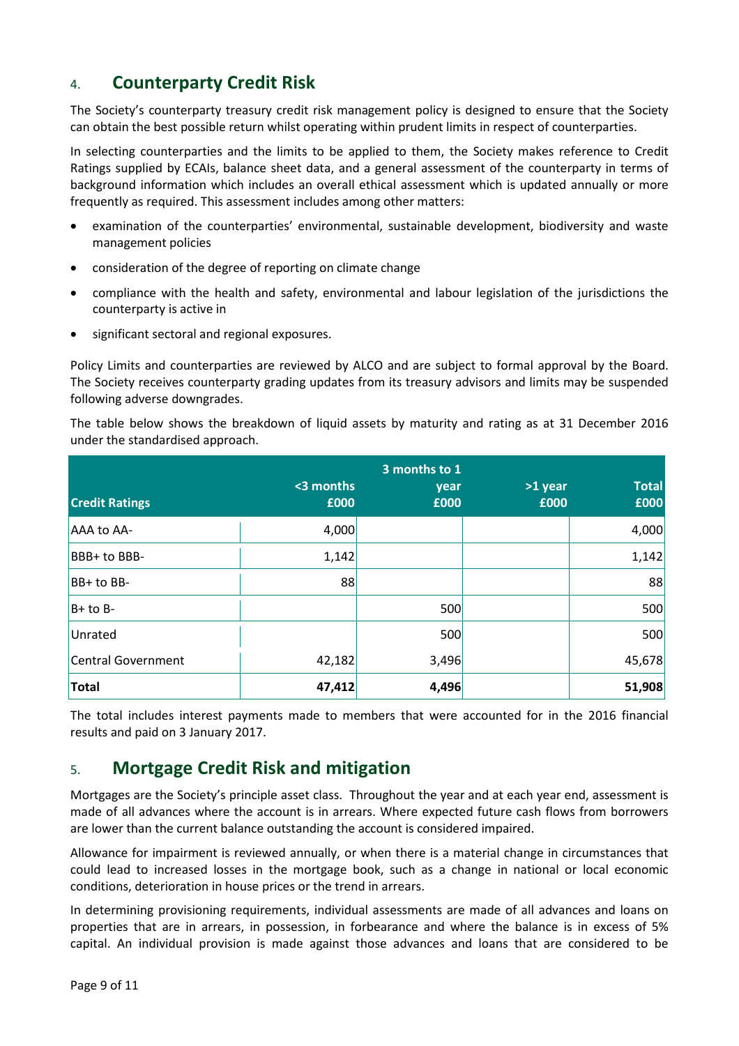## 4. Counterparty Credit Risk

The Society's counterparty treasury credit risk management policy is designed to ensure that the Society can obtain the best possible return whilst operating within prudent limits in respect of counterparties.

In selecting counterparties and the limits to be applied to them, the Society makes reference to Credit Ratings supplied by ECAIs, balance sheet data, and a general assessment of the counterparty in terms of background information which includes an overall ethical assessment which is updated annually or more frequently as required. This assessment includes among other matters:

- examination of the counterparties' environmental, sustainable development, biodiversity and waste management policies
- consideration of the degree of reporting on climate change
- compliance with the health and safety, environmental and labour legislation of the jurisdictions the counterparty is active in
- significant sectoral and regional exposures.

Policy Limits and counterparties are reviewed by ALCO and are subject to formal approval by the Board. The Society receives counterparty grading updates from its treasury advisors and limits may be suspended following adverse downgrades.

The table below shows the breakdown of liquid assets by maturity and rating as at 31 December 2016 under the standardised approach.

| Credit Ratings | <3 months £000 | 3 months to 1 year £000 | >1 year £000 | Total £000 |
|---|---|---|---|---|
| AAA to AA- | 4,000 | | | 4,000 |
| BBB+ to BBB- | 1,142 | | | 1,142 |
| BB+ to BB- | 88 | | | 88 |
| B+ to B- | | 500 | | 500 |
| Unrated | | 500 | | 500 |
| Central Government | 42,182 | 3,496 | | 45,678 |
| **Total** | **47,412** | **4,496** | | **51,908** |

The total includes interest payments made to members that were accounted for in the 2016 financial results and paid on 3 January 2017.

## 5. Mortgage Credit Risk and mitigation

Mortgages are the Society's principle asset class. Throughout the year and at each year end, assessment is made of all advances where the account is in arrears. Where expected future cash flows from borrowers are lower than the current balance outstanding the account is considered impaired.

Allowance for impairment is reviewed annually, or when there is a material change in circumstances that could lead to increased losses in the mortgage book, such as a change in national or local economic conditions, deterioration in house prices or the trend in arrears.

In determining provisioning requirements, individual assessments are made of all advances and loans on properties that are in arrears, in possession, in forbearance and where the balance is in excess of 5% capital. An individual provision is made against those advances and loans that are considered to be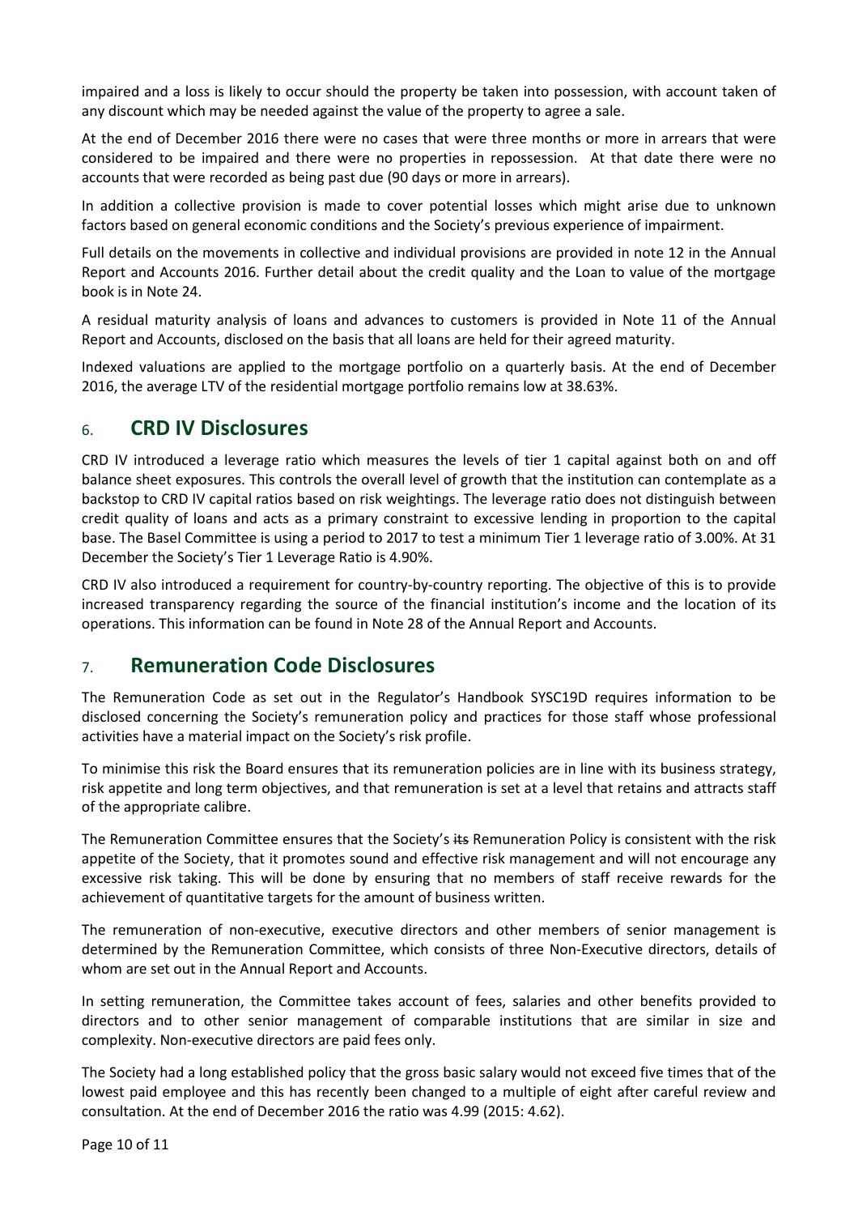impaired and a loss is likely to occur should the property be taken into possession, with account taken of any discount which may be needed against the value of the property to agree a sale.

At the end of December 2016 there were no cases that were three months or more in arrears that were considered to be impaired and there were no properties in repossession. At that date there were no accounts that were recorded as being past due (90 days or more in arrears).

In addition a collective provision is made to cover potential losses which might arise due to unknown factors based on general economic conditions and the Society's previous experience of impairment.

Full details on the movements in collective and individual provisions are provided in note 12 in the Annual Report and Accounts 2016. Further detail about the credit quality and the Loan to value of the mortgage book is in Note 24.

A residual maturity analysis of loans and advances to customers is provided in Note 11 of the Annual Report and Accounts, disclosed on the basis that all loans are held for their agreed maturity.

Indexed valuations are applied to the mortgage portfolio on a quarterly basis. At the end of December 2016, the average LTV of the residential mortgage portfolio remains low at 38.63%.

## 6. CRD IV Disclosures

CRD IV introduced a leverage ratio which measures the levels of tier 1 capital against both on and off balance sheet exposures. This controls the overall level of growth that the institution can contemplate as a backstop to CRD IV capital ratios based on risk weightings. The leverage ratio does not distinguish between credit quality of loans and acts as a primary constraint to excessive lending in proportion to the capital base. The Basel Committee is using a period to 2017 to test a minimum Tier 1 leverage ratio of 3.00%. At 31 December the Society's Tier 1 Leverage Ratio is 4.90%.

CRD IV also introduced a requirement for country-by-country reporting. The objective of this is to provide increased transparency regarding the source of the financial institution's income and the location of its operations. This information can be found in Note 28 of the Annual Report and Accounts.

## 7. Remuneration Code Disclosures

The Remuneration Code as set out in the Regulator's Handbook SYSC19D requires information to be disclosed concerning the Society's remuneration policy and practices for those staff whose professional activities have a material impact on the Society's risk profile.

To minimise this risk the Board ensures that its remuneration policies are in line with its business strategy, risk appetite and long term objectives, and that remuneration is set at a level that retains and attracts staff of the appropriate calibre.

The Remuneration Committee ensures that the Society's ~~its~~ Remuneration Policy is consistent with the risk appetite of the Society, that it promotes sound and effective risk management and will not encourage any excessive risk taking. This will be done by ensuring that no members of staff receive rewards for the achievement of quantitative targets for the amount of business written.

The remuneration of non-executive, executive directors and other members of senior management is determined by the Remuneration Committee, which consists of three Non-Executive directors, details of whom are set out in the Annual Report and Accounts.

In setting remuneration, the Committee takes account of fees, salaries and other benefits provided to directors and to other senior management of comparable institutions that are similar in size and complexity. Non-executive directors are paid fees only.

The Society had a long established policy that the gross basic salary would not exceed five times that of the lowest paid employee and this has recently been changed to a multiple of eight after careful review and consultation. At the end of December 2016 the ratio was 4.99 (2015: 4.62).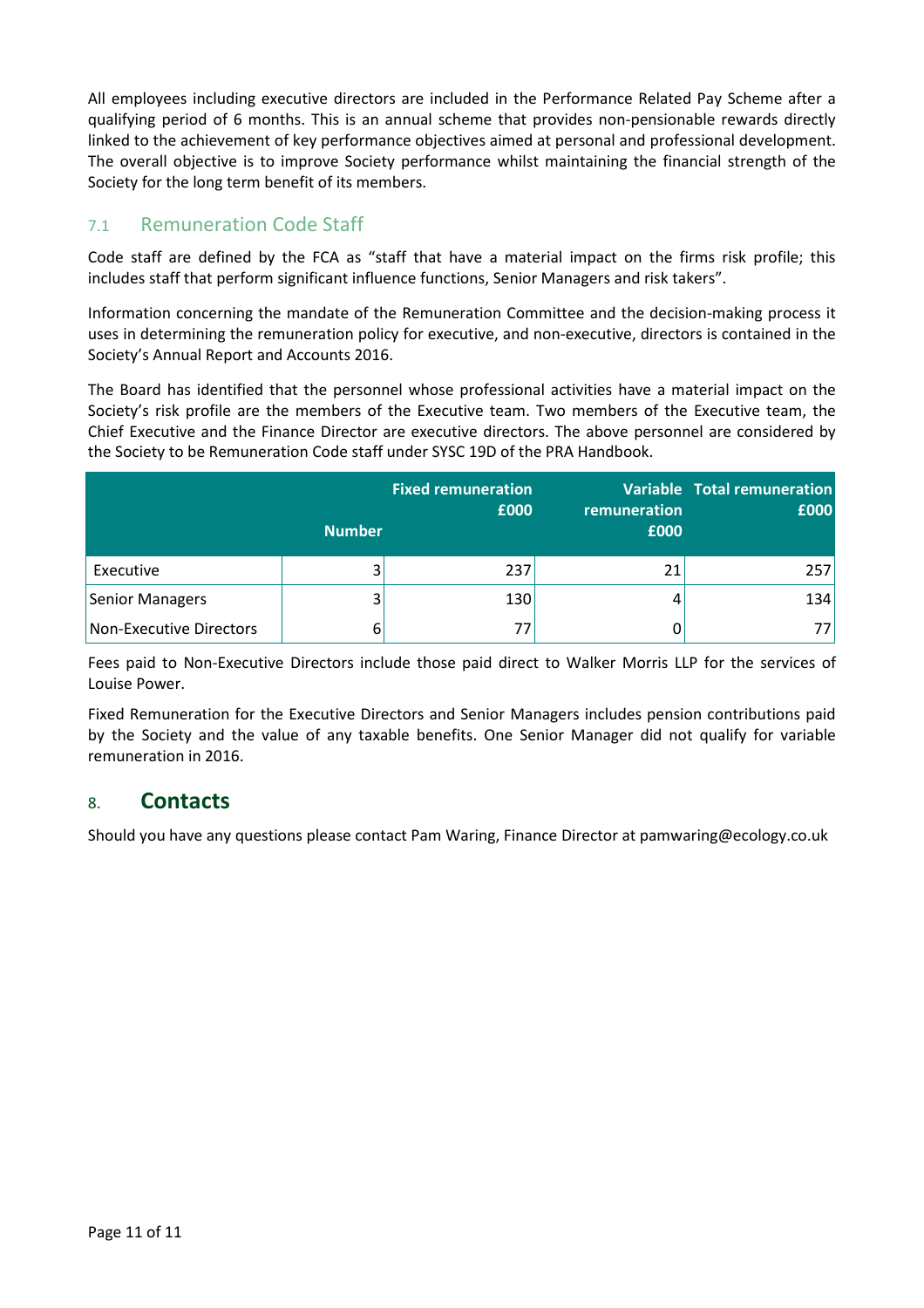All employees including executive directors are included in the Performance Related Pay Scheme after a qualifying period of 6 months. This is an annual scheme that provides non-pensionable rewards directly linked to the achievement of key performance objectives aimed at personal and professional development. The overall objective is to improve Society performance whilst maintaining the financial strength of the Society for the long term benefit of its members.

## 7.1 Remuneration Code Staff

Code staff are defined by the FCA as "staff that have a material impact on the firms risk profile; this includes staff that perform significant influence functions, Senior Managers and risk takers".

Information concerning the mandate of the Remuneration Committee and the decision-making process it uses in determining the remuneration policy for executive, and non-executive, directors is contained in the Society's Annual Report and Accounts 2016.

The Board has identified that the personnel whose professional activities have a material impact on the Society's risk profile are the members of the Executive team. Two members of the Executive team, the Chief Executive and the Finance Director are executive directors. The above personnel are considered by the Society to be Remuneration Code staff under SYSC 19D of the PRA Handbook.

| | Number | Fixed remuneration £000 | Variable remuneration £000 | Total remuneration £000 |
|---|---|---|---|---|
| Executive | 3 | 237 | 21 | 257 |
| Senior Managers | 3 | 130 | 4 | 134 |
| Non-Executive Directors | 6 | 77 | 0 | 77 |

Fees paid to Non-Executive Directors include those paid direct to Walker Morris LLP for the services of Louise Power.

Fixed Remuneration for the Executive Directors and Senior Managers includes pension contributions paid by the Society and the value of any taxable benefits. One Senior Manager did not qualify for variable remuneration in 2016.

# 8. Contacts

Should you have any questions please contact Pam Waring, Finance Director at pamwaring@ecology.co.uk